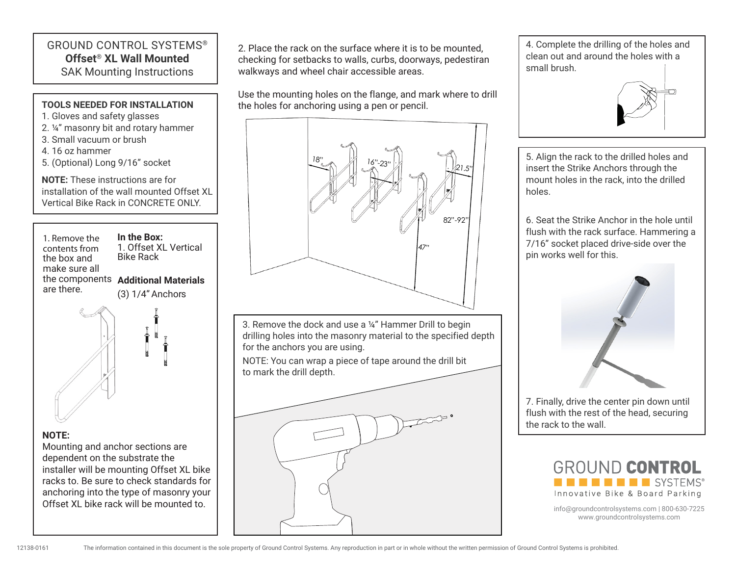# GROUND CONTROL SYSTEMS®
## Offset® XL Wall Mounted
### SAK Mounting Instructions

**TOOLS NEEDED FOR INSTALLATION**

1. Gloves and safety glasses
2. ¼" masonry bit and rotary hammer
3. Small vacuum or brush
4. 16 oz hammer
5. (Optional) Long 9/16" socket

**NOTE:** These instructions are for installation of the wall mounted Offset XL Vertical Bike Rack in CONCRETE ONLY.

1. Remove the contents from the box and make sure all the components are there.

**In the Box:**
1. Offset XL Vertical Bike Rack

**Additional Materials**
(3) 1/4" Anchors

**NOTE:**
Mounting and anchor sections are dependent on the substrate the installer will be mounting Offset XL bike racks to. Be sure to check standards for anchoring into the type of masonry your Offset XL bike rack will be mounted to.

2. Place the rack on the surface where it is to be mounted, checking for setbacks to walls, curbs, doorways, pedestiran walkways and wheel chair accessible areas.

Use the mounting holes on the flange, and mark where to drill the holes for anchoring using a pen or pencil.

18" | 16"-23" | 21.5" | 82"-92" | 47"

3. Remove the dock and use a ¼" Hammer Drill to begin drilling holes into the masonry material to the specified depth for the anchors you are using.

NOTE: You can wrap a piece of tape around the drill bit to mark the drill depth.

4. Complete the drilling of the holes and clean out and around the holes with a small brush.

5. Align the rack to the drilled holes and insert the Strike Anchors through the mount holes in the rack, into the drilled holes.

6. Seat the Strike Anchor in the hole until flush with the rack surface. Hammering a 7/16" socket placed drive-side over the pin works well for this.

7. Finally, drive the center pin down until flush with the rest of the head, securing the rack to the wall.

GROUND CONTROL SYSTEMS®
Innovative Bike & Board Parking

info@groundcontrolsystems.com | 800-630-7225
www.groundcontrolsystems.com

12138-0161 The information contained in this document is the sole property of Ground Control Systems. Any reproduction in part or in whole without the written permission of Ground Control Systems is prohibited.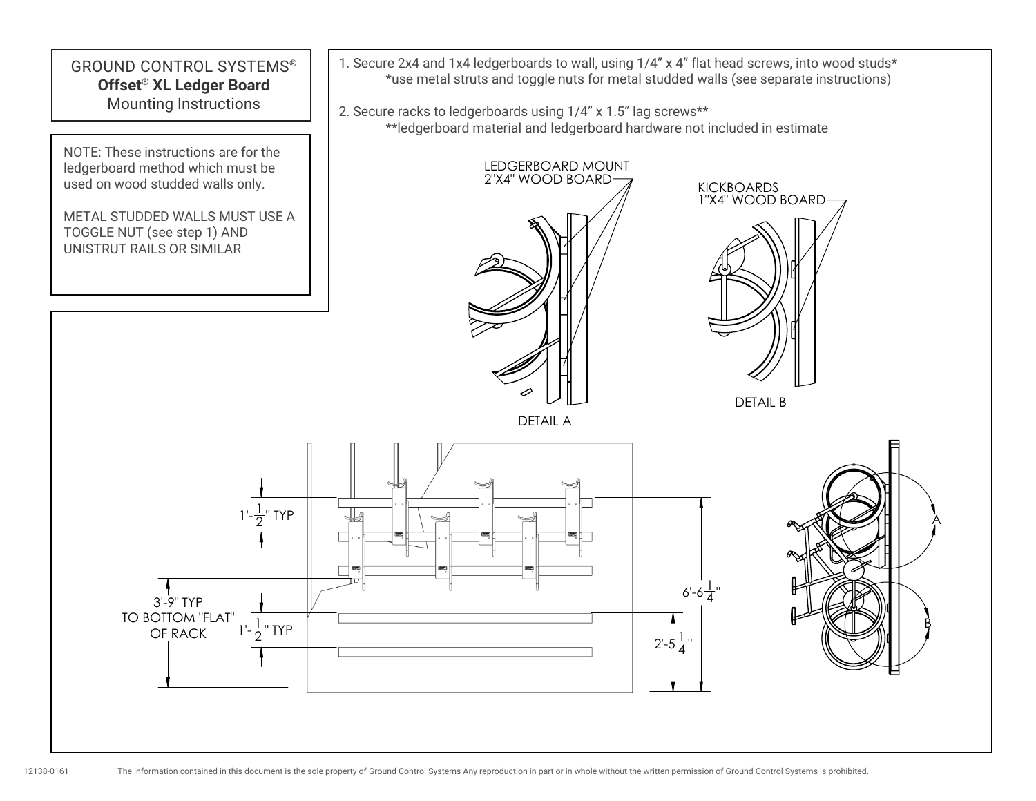# GROUND CONTROL SYSTEMS®

## **Offset® XL Ledger Board**

Mounting Instructions

NOTE: These instructions are for the ledgerboard method which must be used on wood studded walls only.

METAL STUDDED WALLS MUST USE A TOGGLE NUT (see step 1) AND UNISTRUT RAILS OR SIMILAR

1. Secure 2x4 and 1x4 ledgerboards to wall, using 1/4" x 4" flat head screws, into wood studs*
   *use metal struts and toggle nuts for metal studded walls (see separate instructions)

2. Secure racks to ledgerboards using 1/4" x 1.5" lag screws**
   **ledgerboard material and ledgerboard hardware not included in estimate

LEDGERBOARD MOUNT 2"X4" WOOD BOARD

KICKBOARDS 1"X4" WOOD BOARD

DETAIL A

DETAIL B

1'-$\frac{1}{2}$" TYP

3'-9" TYP TO BOTTOM "FLAT" OF RACK

1'-$\frac{1}{2}$" TYP

6'-6$\frac{1}{4}$"

2'-5$\frac{1}{4}$"

A

B

12138-0161

The information contained in this document is the sole property of Ground Control Systems Any reproduction in part or in whole without the written permission of Ground Control Systems is prohibited.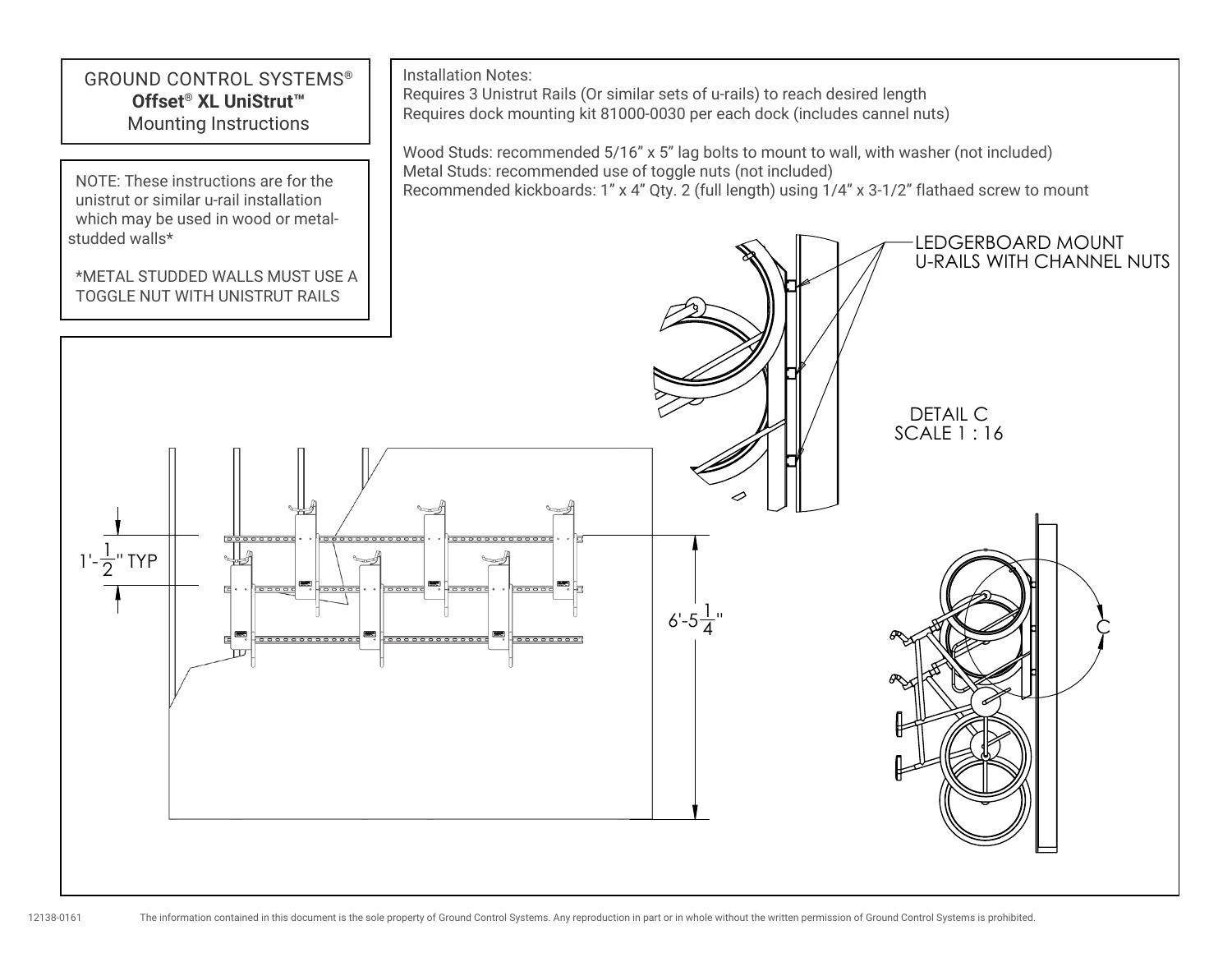GROUND CONTROL SYSTEMS®
**Offset® XL UniStrut™**
Mounting Instructions

NOTE: These instructions are for the unistrut or similar u-rail installation which may be used in wood or metal-studded walls*

*METAL STUDDED WALLS MUST USE A TOGGLE NUT WITH UNISTRUT RAILS

Installation Notes:
Requires 3 Unistrut Rails (Or similar sets of u-rails) to reach desired length
Requires dock mounting kit 81000-0030 per each dock (includes cannel nuts)

Wood Studs: recommended 5/16” x 5” lag bolts to mount to wall, with washer (not included)
Metal Studs: recommended use of toggle nuts (not included)
Recommended kickboards: 1” x 4” Qty. 2 (full length) using 1/4” x 3-1/2” flathaed screw to mount

LEDGERBOARD MOUNT
U-RAILS WITH CHANNEL NUTS

DETAIL C
SCALE 1 : 16

C

$1'\text{-}\frac{1}{2}''$ TYP

$6'\text{-}5\frac{1}{4}''$

12138-0161

The information contained in this document is the sole property of Ground Control Systems. Any reproduction in part or in whole without the written permission of Ground Control Systems is prohibited.